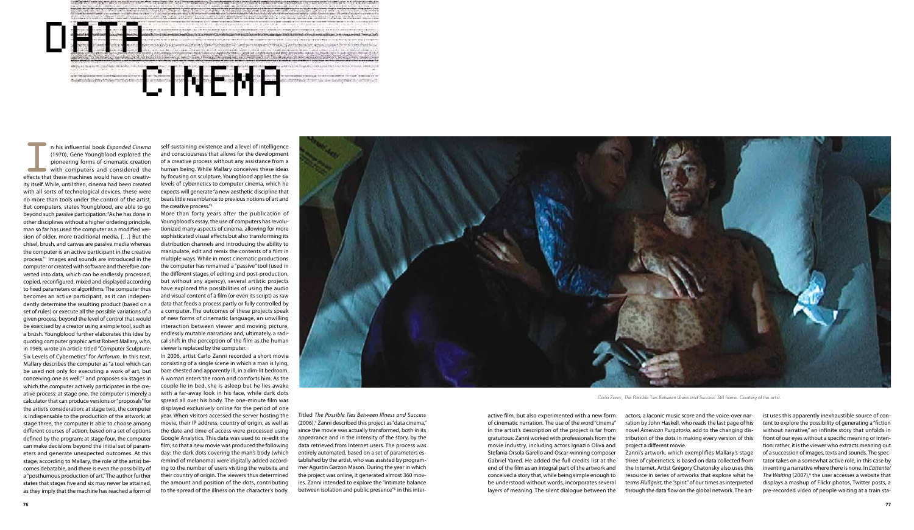# DATA CINEMA

In his influential book *Expanded Cinema* (1970), Gene Youngblood explored the pioneering forms of cinematic creation with computers and considered the effects that these machines would have on creativity itself. While, until then, cinema had been created with all sorts of technological devices, these were no more than tools under the control of the artist. But computers, states Youngblood, are able to go beyond such passive participation: "As he has done in other disciplines without a higher ordering principle, man so far has used the computer as a modified version of older, more traditional media. […] But the chisel, brush, and canvas are passive media whereas the computer is an active participant in the creative process."[1] Images and sounds are introduced in the computer or created with software and therefore converted into data, which can be endlessly processed, copied, reconfigured, mixed and displayed according to fixed parameters or algorithms. The computer thus becomes an active participant, as it can independently determine the resulting product (based on a set of rules) or execute all the possible variations of a given process, beyond the level of control that would be exercised by a creator using a simple tool, such as a brush. Youngblood further elaborates this idea by quoting computer graphic artist Robert Mallary, who, in 1969, wrote an article titled "Computer Sculpture: Six Levels of Cybernetics" for *Artforum*. In this text, Mallary describes the computer as "a tool which can be used not only for executing a work of art, but conceiving one as well,"[2] and proposes six stages in which the computer actively participates in the creative process: at stage one, the computer is merely a calculator that can produce versions or "proposals" for the artist's consideration; at stage two, the computer is indispensable to the production of the artwork; at stage three, the computer is able to choose among different courses of action, based on a set of options defined by the program; at stage four, the computer can make decisions beyond the initial set of parameters and generate unexpected outcomes. At this stage, according to Mallary, the role of the artist becomes debatable, and there is even the possibility of a "posthumous production of art." The author further states that stages five and six may never be attained, as they imply that the machine has reached a form of self-sustaining existence and a level of intelligence and consciousness that allows for the development of a creative process without any assistance from a human being. While Mallary conceives these ideas by focusing on sculpture, Youngblood applies the six levels of cybernetics to computer cinema, which he expects will generate "a new aesthetic discipline that bears little resemblance to previous notions of art and the creative process."[3]

More than forty years after the publication of Youngblood's essay, the use of computers has revolutionized many aspects of cinema, allowing for more sophisticated visual effects but also transforming its distribution channels and introducing the ability to manipulate, edit and remix the contents of a film in multiple ways. While in most cinematic productions the computer has remained a "passive" tool (used in the different stages of editing and post-production, but without any agency), several artistic projects have explored the possibilities of using the audio and visual content of a film (or even its script) as raw data that feeds a process partly or fully controlled by a computer. The outcomes of these projects speak of new forms of cinematic language, an unwilling interaction between viewer and moving picture, endlessly mutable narrations and, ultimately, a radical shift in the perception of the film as the human viewer is replaced by the computer.

In 2006, artist Carlo Zanni recorded a short movie consisting of a single scene in which a man is lying, bare chested and apparently ill, in a dim-lit bedroom. A woman enters the room and comforts him. As the couple lie in bed, she is asleep but he lies awake with a far-away look in his face, while dark dots spread all over his body. The one-minute film was displayed exclusively online for the period of one year. When visitors accessed the server hosting the movie, their IP address, country of origin, as well as the date and time of access were processed using Google Analytics. This data was used to re-edit the film, so that a new movie was produced the following day: the dark dots covering the man's body (which remind of melanoma) were digitally added according to the number of users visiting the website and their country of origin. The viewers thus determined the amount and position of the dots, contributing to the spread of the illness on the character's body. Titled *The Possible Ties Between Illness and Success* (2006),[4] Zanni described this project as "data cinema," since the movie was actually transformed, both in its appearance and in the intensity of the story, by the data retrieved from Internet users. The process was entirely automated, based on a set of parameters established by the artist, who was assisted by programmer Agustin Garzon Mason. During the year in which the project was online, it generated almost 360 movies. Zanni intended to explore the "intimate balance between isolation and public presence"[5] in this interactive film, but also experimented with a new form of cinematic narration. The use of the word "cinema" in the artist's description of the project is far from gratuitous: Zanni worked with professionals from the movie industry, including actors Ignazio Oliva and Stefania Orsola Garello and Oscar-winning composer Gabriel Yared. He added the full credits list at the end of the film as an integral part of the artwork and conceived a story that, while being simple enough to be understood without words, incorporates several layers of meaning. The silent dialogue between the actors, a laconic music score and the voice-over narration by John Haskell, who reads the last page of his novel *American Purgatorio*, add to the changing distribution of the dots in making every version of this project a different movie.

Carlo Zanni, *The Possible Ties Between Illness and Success*. Still frame. Courtesy of the artist.

Zanni's artwork, which exemplifies Mallary's stage three of cybernetics, is based on data collected from the Internet. Artist Grégory Chatonsky also uses this resource in series of artworks that explore what he terms *Flußgeist*, the "spirit" of our times as interpreted through the data flow on the global network. The artist uses this apparently inexhaustible source of content to explore the possibility of generating a "fiction without narrative," an infinite story that unfolds in front of our eyes without a specific meaning or intention: rather, it is the viewer who extracts meaning out of a succession of images, texts and sounds. The spectator takes on a somewhat active role, in this case by inventing a narrative where there is none. In *L'attente/The Waiting* (2007),[6] the user accesses a website that displays a mashup of Flickr photos, Twitter posts, a pre-recorded video of people waiting at a train sta-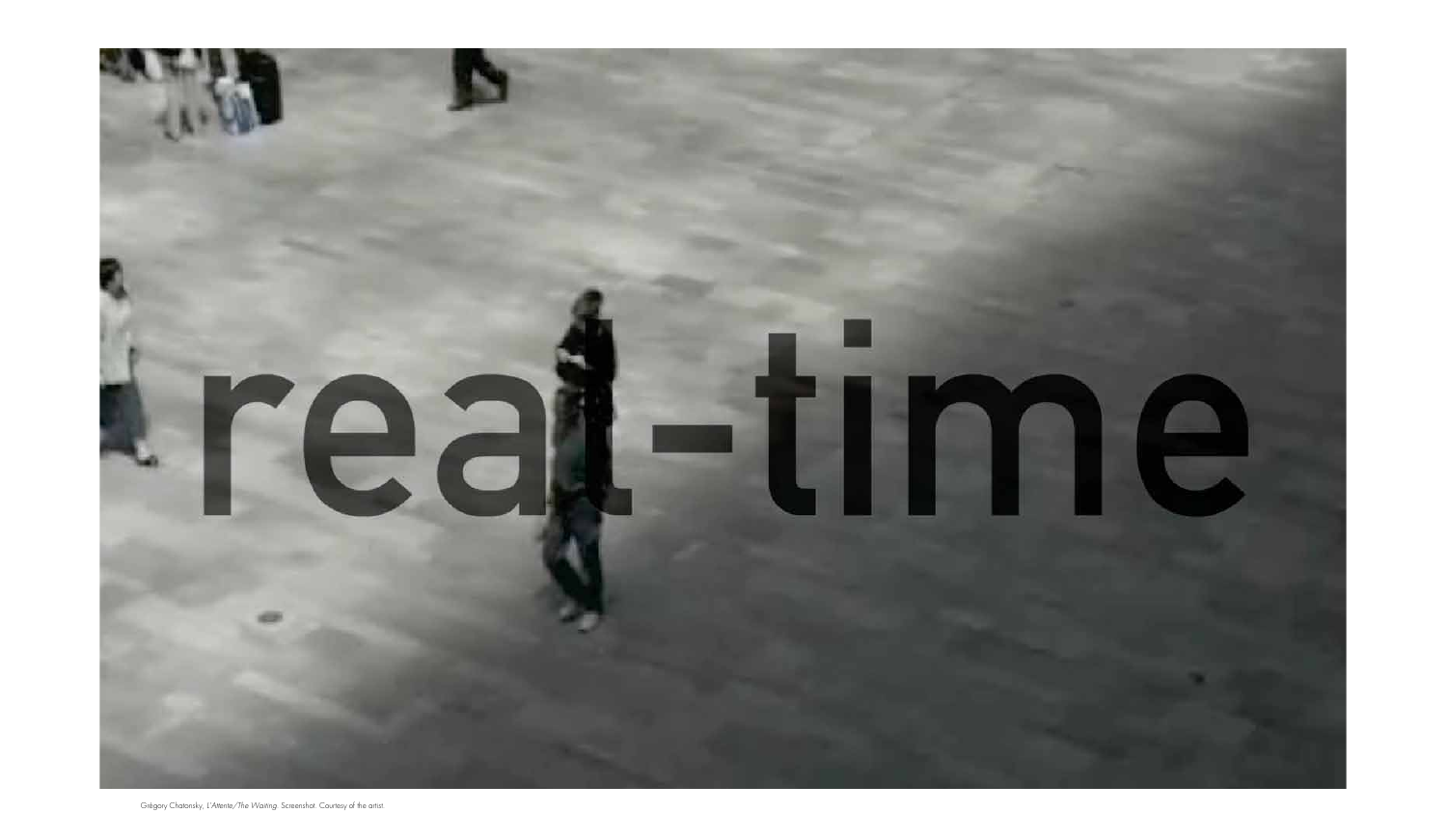Grégory Chatonsky, *L'Attente/The Waiting*. Screenshot. Courtesy of the artist.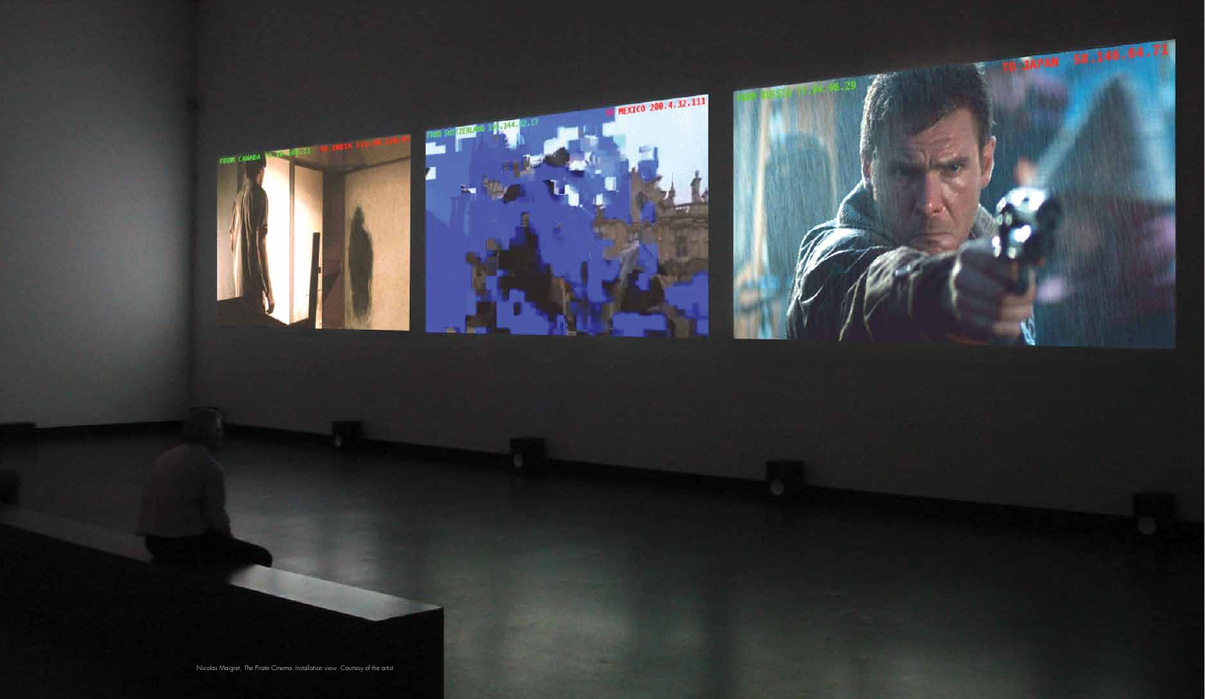Nicolas Maigret, *The Pirate Cinema*. Installation view. Courtesy of the artist.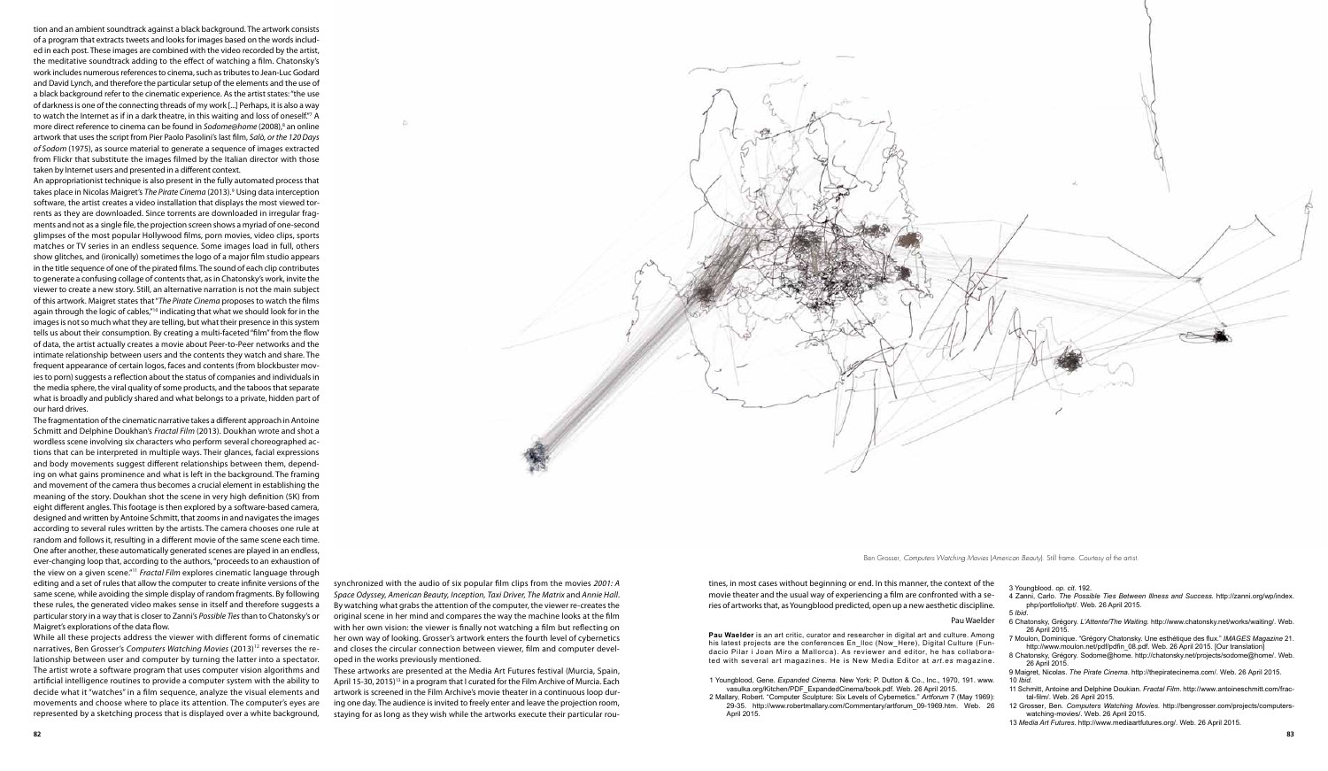tion and an ambient soundtrack against a black background. The artwork consists of a program that extracts tweets and looks for images based on the words included in each post. These images are combined with the video recorded by the artist, the meditative soundtrack adding to the effect of watching a film. Chatonsky's work includes numerous references to cinema, such as tributes to Jean-Luc Godard and David Lynch, and therefore the particular setup of the elements and the use of a black background refer to the cinematic experience. As the artist states: "the use of darkness is one of the connecting threads of my work [...] Perhaps, it is also a way to watch the Internet as if in a dark theatre, in this waiting and loss of oneself."[7] A more direct reference to cinema can be found in *Sodome@home* (2008),[8] an online artwork that uses the script from Pier Paolo Pasolini's last film, *Salò, or the 120 Days of Sodom* (1975), as source material to generate a sequence of images extracted from Flickr that substitute the images filmed by the Italian director with those taken by Internet users and presented in a different context.

An appropriationist technique is also present in the fully automated process that takes place in Nicolas Maigret's *The Pirate Cinema* (2013).[9] Using data interception software, the artist creates a video installation that displays the most viewed torrents as they are downloaded. Since torrents are downloaded in irregular fragments and not as a single file, the projection screen shows a myriad of one-second glimpses of the most popular Hollywood films, porn movies, video clips, sports matches or TV series in an endless sequence. Some images load in full, others show glitches, and (ironically) sometimes the logo of a major film studio appears in the title sequence of one of the pirated films. The sound of each clip contributes to generate a confusing collage of contents that, as in Chatonsky's work, invite the viewer to create a new story. Still, an alternative narration is not the main subject of this artwork. Maigret states that "*The Pirate Cinema* proposes to watch the films again through the logic of cables,"[10] indicating that what we should look for in the images is not so much what they are telling, but what their presence in this system tells us about their consumption. By creating a multi-faceted "film" from the flow of data, the artist actually creates a movie about Peer-to-Peer networks and the intimate relationship between users and the contents they watch and share. The frequent appearance of certain logos, faces and contents (from blockbuster movies to porn) suggests a reflection about the status of companies and individuals in the media sphere, the viral quality of some products, and the taboos that separate what is broadly and publicly shared and what belongs to a private, hidden part of our hard drives.

The fragmentation of the cinematic narrative takes a different approach in Antoine Schmitt and Delphine Doukhan's *Fractal Film* (2013). Doukhan wrote and shot a wordless scene involving six characters who perform several choreographed actions that can be interpreted in multiple ways. Their glances, facial expressions and body movements suggest different relationships between them, depending on what gains prominence and what is left in the background. The framing and movement of the camera thus becomes a crucial element in establishing the meaning of the story. Doukhan shot the scene in very high definition (5K) from eight different angles. This footage is then explored by a software-based camera, designed and written by Antoine Schmitt, that zooms in and navigates the images according to several rules written by the artists. The camera chooses one rule at random and follows it, resulting in a different movie of the same scene each time. One after another, these automatically generated scenes are played in an endless, ever-changing loop that, according to the authors, "proceeds to an exhaustion of the view on a given scene."[11] *Fractal Film* explores cinematic language through editing and a set of rules that allow the computer to create infinite versions of the same scene, while avoiding the simple display of random fragments. By following these rules, the generated video makes sense in itself and therefore suggests a particular story in a way that is closer to Zanni's *Possible Ties* than to Chatonsky's or Maigret's explorations of the data flow.

While all these projects address the viewer with different forms of cinematic narratives, Ben Grosser's *Computers Watching Movies* (2013)[12] reverses the relationship between user and computer by turning the latter into a spectator. The artist wrote a software program that uses computer vision algorithms and artificial intelligence routines to provide a computer system with the ability to decide what it "watches" in a film sequence, analyze the visual elements and movements and choose where to place its attention. The computer's eyes are represented by a sketching process that is displayed over a white background, synchronized with the audio of six popular film clips from the movies *2001: A Space Odyssey, American Beauty, Inception, Taxi Driver, The Matrix* and *Annie Hall*. By watching what grabs the attention of the computer, the viewer re-creates the original scene in her mind and compares the way the machine looks at the film with her own vision: the viewer is finally not watching a film but reflecting on her own way of looking. Grosser's artwork enters the fourth level of cybernetics and closes the circular connection between viewer, film and computer developed in the works previously mentioned.

These artworks are presented at the Media Art Futures festival (Murcia, Spain, April 15-30, 2015)[13] in a program that I curated for the Film Archive of Murcia. Each artwork is screened in the Film Archive's movie theater in a continuous loop during one day. The audience is invited to freely enter and leave the projection room, staying for as long as they wish while the artworks execute their particular routines, in most cases without beginning or end. In this manner, the context of the movie theater and the usual way of experiencing a film are confronted with a series of artworks that, as Youngblood predicted, open up a new aesthetic discipline.

Pau Waelder

Ben Grosser, *Computers Watching Movies* [*American Beauty*]. Still frame. Courtesy of the artist.

**Pau Waelder** is an art critic, curator and researcher in digital art and culture. Among his latest projects are the conferences En_lloc (Now_Here), Digital Culture (Fundacio Pilar i Joan Miro a Mallorca). As reviewer and editor, he has collaborated with several art magazines. He is New Media Editor at *art.es* magazine.

1 Youngblood, Gene. *Expanded Cinema*. New York: P. Dutton & Co., Inc., 1970, 191. www.vasulka.org/Kitchen/PDF_ExpandedCinema/book.pdf. Web. 26 April 2015.
2 Mallary, Robert. "Computer Sculpture: Six Levels of Cybernetics." *Artforum* 7 (May 1969): 29-35. http://www.robertmallary.com/Commentary/artforum_09-1969.htm. Web. 26 April 2015.
3 Youngblood. *op. cit*. 192.
4 Zanni, Carlo. *The Possible Ties Between Illness and Success*. http://zanni.org/wp/index.php/portfolio/tpt/. Web. 26 April 2015.
5 *Ibid*.
6 Chatonsky, Grégory. *L'Attente/The Waiting*. http://www.chatonsky.net/works/waiting/. Web. 26 April 2015.
7 Moulon, Dominique. "Grégory Chatonsky. Une esthétique des flux." *IMAGES Magazine* 21. http://www.moulon.net/pdf/pdfin_08.pdf. Web. 26 April 2015. [Our translation]
8 Chatonsky, Grégory. Sodome@home. http://chatonsky.net/projects/sodome@home/. Web. 26 April 2015.
9 Maigret, Nicolas. *The Pirate Cinema*. http://thepiratecinema.com/. Web. 26 April 2015.
10 *Ibid*.
11 Schmitt, Antoine and Delphine Doukian. *Fractal Film*. http://www.antoineschmitt.com/fractal-film/. Web. 26 April 2015.
12 Grosser, Ben. *Computers Watching Movies*. http://bengrosser.com/projects/computers-watching-movies/. Web. 26 April 2015.
13 *Media Art Futures*. http://www.mediaartfutures.org/. Web. 26 April 2015.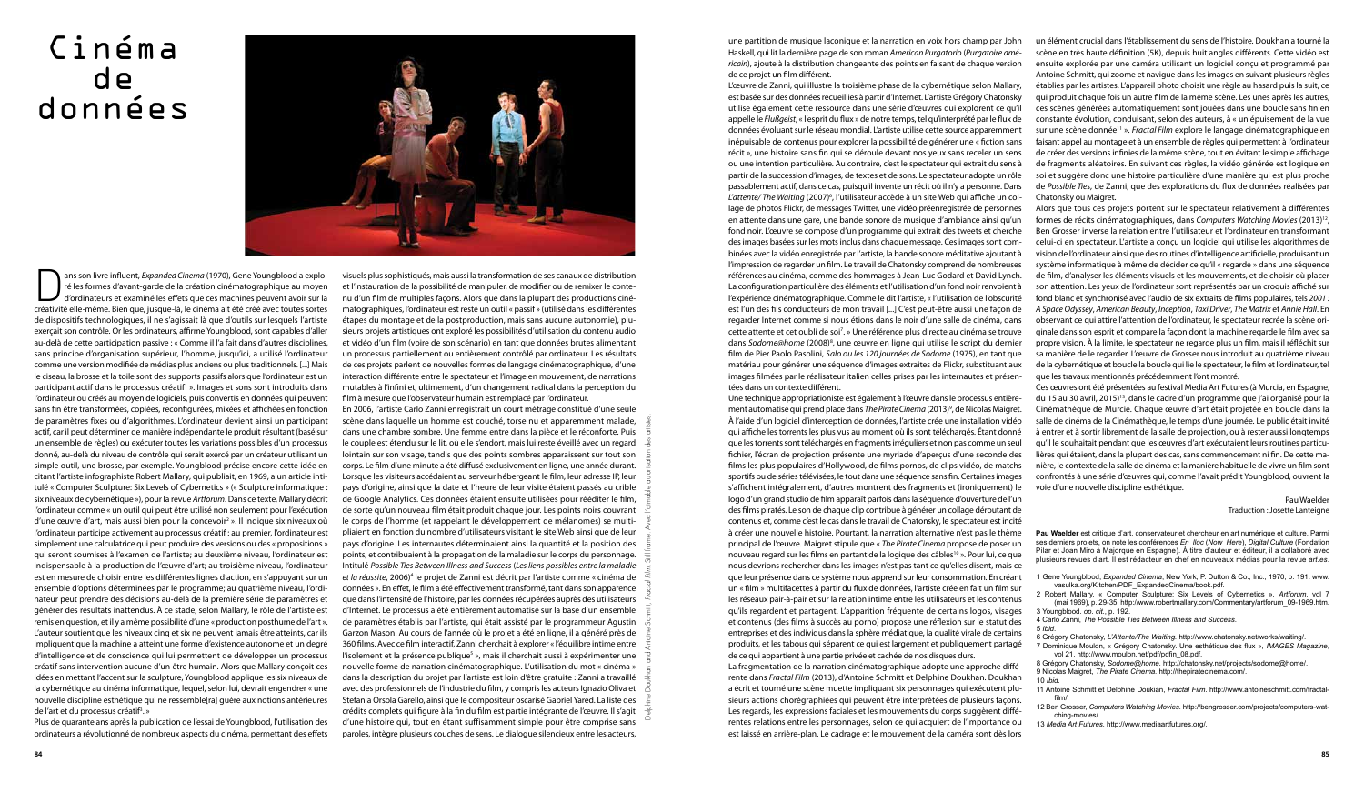# Cinéma de données

Dans son livre influent, *Expanded Cinema* (1970), Gene Youngblood a exploré les formes d'avant-garde de la création cinématographique au moyen d'ordinateurs et examiné les effets que ces machines peuvent avoir sur la créativité elle-même. Bien que, jusque-là, le cinéma ait été créé avec toutes sortes de dispositifs technologiques, il ne s'agissait là que d'outils sur lesquels l'artiste exerçait son contrôle. Or les ordinateurs, affirme Youngblood, sont capables d'aller au-delà de cette participation passive : « Comme il l'a fait dans d'autres disciplines, sans principe d'organisation supérieur, l'homme, jusqu'ici, a utilisé l'ordinateur comme une version modifiée de médias plus anciens ou plus traditionnels. [...] Mais le ciseau, la brosse et la toile sont des supports passifs alors que l'ordinateur est un participant actif dans le processus créatif[1] ». Images et sons sont introduits dans l'ordinateur ou créés au moyen de logiciels, puis convertis en données qui peuvent sans fin être transformées, copiées, reconfigurées, mixées et affichées en fonction de paramètres fixes ou d'algorithmes. L'ordinateur devient ainsi un participant actif, car il peut déterminer de manière indépendante le produit résultant (basé sur un ensemble de règles) ou exécuter toutes les variations possibles d'un processus donné, au-delà du niveau de contrôle qui serait exercé par un créateur utilisant un simple outil, une brosse, par exemple. Youngblood précise encore cette idée en citant l'artiste infographiste Robert Mallary, qui publiait, en 1969, a un article intitulé « Computer Sculpture: Six Levels of Cybernetics » (« Sculpture informatique : six niveaux de cybernétique »), pour la revue *Artforum*. Dans ce texte, Mallary décrit l'ordinateur comme « un outil qui peut être utilisé non seulement pour l'exécution d'une œuvre d'art, mais aussi bien pour la concevoir[2] ». Il indique six niveaux où l'ordinateur participe activement au processus créatif : au premier, l'ordinateur est simplement une calculatrice qui peut produire des versions ou des « propositions » qui seront soumises à l'examen de l'artiste; au deuxième niveau, l'ordinateur est indispensable à la production de l'œuvre d'art; au troisième niveau, l'ordinateur est en mesure de choisir entre les différentes lignes d'action, en s'appuyant sur un ensemble d'options déterminées par le programme; au quatrième niveau, l'ordinateur peut prendre des décisions au-delà de la première série de paramètres et générer des résultats inattendus. À ce stade, selon Mallary, le rôle de l'artiste est remis en question, et il y a même possibilité d'une « production posthume de l'art ». L'auteur soutient que les niveaux cinq et six ne peuvent jamais être atteints, car ils impliquent que la machine a atteint une forme d'existence autonome et un degré d'intelligence et de conscience qui lui permettent de développer un processus créatif sans intervention aucune d'un être humain. Alors que Mallary conçoit ces idées en mettant l'accent sur la sculpture, Youngblood applique les six niveaux de la cybernétique au cinéma informatique, lequel, selon lui, devrait engendrer « une nouvelle discipline esthétique qui ne ressemble[ra] guère aux notions antérieures de l'art et du processus créatif[3]. »

Plus de quarante ans après la publication de l'essai de Youngblood, l'utilisation des ordinateurs a révolutionné de nombreux aspects du cinéma, permettant des effets visuels plus sophistiqués, mais aussi la transformation de ses canaux de distribution et l'instauration de la possibilité de manipuler, de modifier ou de remixer le contenu d'un film de multiples façons. Alors que dans la plupart des productions cinématographiques, l'ordinateur est resté un outil « passif » (utilisé dans les différentes étapes du montage et de la postproduction, mais sans aucune autonomie), plusieurs projets artistiques ont exploré les possibilités d'utilisation du contenu audio et vidéo d'un film (voire de son scénario) en tant que données brutes alimentant un processus partiellement ou entièrement contrôlé par ordinateur. Les résultats de ces projets parlent de nouvelles formes de langage cinématographique, d'une interaction différente entre le spectateur et l'image en mouvement, de narrations mutables à l'infini et, ultimement, d'un changement radical dans la perception du film à mesure que l'observateur humain est remplacé par l'ordinateur.

En 2006, l'artiste Carlo Zanni enregistrait un court métrage constitué d'une seule scène dans laquelle un homme est couché, torse nu et apparemment malade, dans une chambre sombre. Une femme entre dans la pièce et le réconforte. Puis le couple est étendu sur le lit, où elle s'endort, mais lui reste éveillé avec un regard lointain sur son visage, tandis que des points sombres apparaissent sur tout son corps. Le film d'une minute a été diffusé exclusivement en ligne, une année durant. Lorsque les visiteurs accédaient au serveur hébergeant le film, leur adresse IP, leur pays d'origine, ainsi que la date et l'heure de leur visite étaient passés au crible de Google Analytics. Ces données étaient ensuite utilisées pour rééditer le film, de sorte qu'un nouveau film était produit chaque jour. Les points noirs couvrant le corps de l'homme (et rappelant le développement de mélanomes) se multipliaient en fonction du nombre d'utilisateurs visitant le site Web ainsi que de leur pays d'origine. Les internautes détermináient ainsi la quantité et la position des points, et contribuaient à la propagation de la maladie sur le corps du personnage. Intitulé *Possible Ties Between Illness and Success* (*Les liens possibles entre la maladie et la réussite*, 2006)[4] le projet de Zanni est décrit par l'artiste comme « cinéma de données ». En effet, le film a été effectivement transformé, tant dans son apparence que dans l'intensité de l'histoire, par les données récupérées auprès des utilisateurs d'Internet. Le processus a été entièrement automatisé sur la base d'un ensemble de paramètres établis par l'artiste, qui était assisté par le programmeur Agustin Garzon Mason. Au cours de l'année où le projet a été en ligne, il a généré près de 360 films. Avec ce film interactif, Zanni cherchait à explorer « l'équilibre intime entre l'isolement et la présence publique[5] », mais il cherchait aussi à expérimenter une nouvelle forme de narration cinématographique. L'utilisation du mot « cinéma » dans la description du projet par l'artiste est loin d'être gratuite : Zanni a travaillé avec des professionnels de l'industrie du film, y compris les acteurs Ignazio Oliva et Stefania Orsola Garello, ainsi que le compositeur oscarisé Gabriel Yared. La liste des crédits complets qui figure à la fin du film est partie intégrante de l'œuvre. Il s'agit d'une histoire qui, tout en étant suffisamment simple pour être comprise sans paroles, intègre plusieurs couches de sens. Le dialogue silencieux entre les acteurs, une partition de musique laconique et la narration en voix hors champ par John Haskell, qui lit la dernière page de son roman *American Purgatorio* (*Purgatoire américain*), ajoute à la distribution changeante des points en faisant de chaque version de ce projet un film différent.

Delphine Doukhan and Antoine Schmitt, *Fractal Film*. Still frame. Avec l'aimable autorisation des artistes.

L'œuvre de Zanni, qui illustre la troisième phase de la cybernétique selon Mallary, est basée sur des données recueillies à partir d'Internet. L'artiste Grégory Chatonsky utilise également cette ressource dans une série d'œuvres qui explorent ce qu'il appelle le *Flußgeist*, « l'esprit du flux » de notre temps, tel qu'interprété par le flux de données évoluant sur le réseau mondial. L'artiste utilise cette source apparemment inépuisable de contenus pour explorer la possibilité de générer une « fiction sans récit », une histoire sans fin qui se déroule devant nos yeux sans receler un sens ou une intention particulière. Au contraire, c'est le spectateur qui extrait du sens à partir de la succession d'images, de textes et de sons. Le spectateur adopte un rôle passablement actif, dans ce cas, puisqu'il invente un récit où il n'y a personne. Dans *L'attente/ The Waiting* (2007)[6], l'utilisateur accède à un site Web qui affiche un collage de photos Flickr, de messages Twitter, une vidéo préenregistrée de personnes en attente dans une gare, une bande sonore de musique d'ambiance ainsi qu'un fond noir. L'œuvre se compose d'un programme qui extrait des tweets et cherche des images basées sur les mots inclus dans chaque message. Ces images sont combinées avec la vidéo enregistrée par l'artiste, la bande sonore méditative ajoutant à l'impression de regarder un film. Le travail de Chatonsky comprend de nombreuses références au cinéma, comme des hommages à Jean-Luc Godard et David Lynch. La configuration particulière des éléments et l'utilisation d'un fond noir renvoient à l'expérience cinématographique. Comme le dit l'artiste, « l'utilisation de l'obscurité est l'un des fils conducteurs de mon travail [...] C'est peut-être aussi une façon de regarder Internet comme si nous étions dans le noir d'une salle de cinéma, dans cette attente et cet oubli de soi[7]. » Une référence plus directe au cinéma se trouve dans *Sodome@home* (2008)[8], une œuvre en ligne qui utilise le script du dernier film de Pier Paolo Pasolini, *Salo ou les 120 journées de Sodome* (1975), en tant que matériau pour générer une séquence d'images extraites de Flickr, substituant aux images filmées par le réalisateur italien celles prises par les internautes et présentées dans un contexte différent.

Une technique appropriationiste est également à l'œuvre dans le processus entièrement automatisé qui prend place dans *The Pirate Cinema* (2013)[9], de Nicolas Maigret. À l'aide d'un logiciel d'interception de données, l'artiste crée une installation vidéo qui affiche les torrents les plus vus au moment où ils sont téléchargés. Étant donné que les torrents sont téléchargés en fragments irréguliers et non pas comme un seul fichier, l'écran de projection présente une myriade d'aperçus d'une seconde des films les plus populaires d'Hollywood, de films pornos, de clips vidéo, de matchs sportifs ou de séries télévisées, le tout dans une séquence sans fin. Certaines images s'affichent intégralement, d'autres montrent des fragments et (ironiquement) le logo d'un grand studio de film apparaît parfois dans la séquence d'ouverture de l'un des films piratés. Le son de chaque clip contribue à générer un collage déroutant de contenus et, comme c'est le cas dans le travail de Chatonsky, le spectateur est incité à créer une nouvelle histoire. Pourtant, la narration alternative n'est pas le thème principal de l'œuvre. Maigret stipule que « *The Pirate Cinema* propose de poser un nouveau regard sur les films en partant de la logique des câbles[10] ». Pour lui, ce que nous devrions rechercher dans les images n'est pas tant ce qu'elles disent, mais ce que leur présence dans ce système nous apprend sur leur consommation. En créant un « film » multifacettes à partir du flux de données, l'artiste crée en fait un film sur les réseaux pair-à-pair et sur la relation intime entre les utilisateurs et les contenus qu'ils regardent et partagent. L'apparition fréquente de certains logos, visages et contenus (des films à succès au porno) propose une réflexion sur le statut des entreprises et des individus dans la sphère médiatique, la qualité virale de certains produits, et les tabous qui séparent ce qui est largement et publiquement partagé de ce qui appartient à une partie privée et cachée de nos disques durs.

La fragmentation de la narration cinématographique adopte une approche différente dans *Fractal Film* (2013), d'Antoine Schmitt et Delphine Doukhan. Doukhan a écrit et tourné une scène mettant impliquant six personnages qui exécutent plusieurs actions chorégraphiées qui peuvent être interprétées de plusieurs façons. Les regards, les expressions faciales et les mouvements du corps suggèrent différentes relations entre les personnages, selon ce qui acquiert de l'importance ou est laissé en arrière-plan. Le cadrage et le mouvement de la caméra sont dès lors un élément crucial dans l'établissement du sens de l'histoire. Doukhan a tourné la scène en très haute définition (5K), depuis huit angles différents. Cette vidéo est ensuite explorée par une caméra utilisant un logiciel conçu et programmé par Antoine Schmitt, qui zoome et navigue dans les images en suivant plusieurs règles établies par les artistes. L'appareil photo choisit une règle au hasard puis la suit, ce qui produit chaque fois un autre film de la même scène. Les unes après les autres, ces scènes générées automatiquement sont jouées dans une boucle sans fin en constante évolution, conduisant, selon des auteurs, à « un épuisement de la vue sur une scène donnée[11] ». *Fractal Film* explore le langage cinématographique en faisant appel au montage et à un ensemble de règles qui permettent à l'ordinateur de créer des versions infinies de la même scène, tout en évitant le simple affichage de fragments aléatoires. En suivant ces règles, la vidéo générée est logique en soi et suggère donc une histoire particulière d'une manière qui est plus proche de *Possible Ties*, de Zanni, que des explorations du flux de données réalisées par Chatonsky ou Maigret.

Alors que tous ces projets portent sur le spectateur relativement à différentes formes de récits cinématographiques, dans *Computers Watching Movies* (2013)[12], Ben Grosser inverse la relation entre l'utilisateur et l'ordinateur en transformant celui-ci en spectateur. L'artiste a conçu un logiciel qui utilise les algorithmes de vision de l'ordinateur ainsi que des routines d'intelligence artificielle, produisant un système informatique à même de décider ce qu'il « regarde » dans une séquence de film, d'analyser les éléments visuels et les mouvements, et de choisir où placer son attention. Les yeux de l'ordinateur sont représentés par un croquis affiché sur fond blanc et synchronisé avec l'audio de six extraits de films populaires, tels *2001 : A Space Odyssey*, *American Beauty*, *Inception*, *Taxi Driver*, *The Matrix* et *Annie Hall*. En observant ce qui attire l'attention de l'ordinateur, le spectateur recrée la scène originale dans son esprit et compare la façon dont la machine regarde le film avec sa propre vision. À la limite, le spectateur ne regarde plus un film, mais il réfléchit sur sa manière de le regarder. L'œuvre de Grosser nous introduit au quatrième niveau de la cybernétique et boucle la boucle qui lie le spectateur, le film et l'ordinateur, tel que les travaux mentionnés précédemment l'ont montré.

Ces œuvres ont été présentées au festival Media Art Futures (à Murcia, en Espagne, du 15 au 30 avril, 2015)[13], dans le cadre d'un programme que j'ai organisé pour la Cinémathèque de Murcie. Chaque œuvre d'art était projetée en boucle dans la salle de cinéma de la Cinémathèque, le temps d'une journée. Le public était invité à entrer et à sortir librement de la salle de projection, ou à rester aussi longtemps qu'il le souhaitait pendant que les œuvres d'art exécutaient leurs routines particulières qui étaient, dans la plupart des cas, sans commencement ni fin. De cette manière, le contexte de la salle de cinéma et la manière habituelle de vivre un film sont confrontés à une série d'œuvres qui, comme l'avait prédit Youngblood, ouvrent la voie d'une nouvelle discipline esthétique.

Pau Waelder

Traduction : Josette Lanteigne

**Pau Waelder** est critique d'art, conservateur et chercheur en art numérique et culture. Parmi ses derniers projets, on note les conférences *En_lloc* (*Now_Here*), *Digital Culture* (Fondation Pilar et Joan Miro à Majorque en Espagne). À titre d'auteur et éditeur, il a collaboré avec plusieurs revues d'art. Il est rédacteur en chef en nouveaux médias pour la revue *art.es*.

1 Gene Youngblood, *Expanded Cinema*, New York, P. Dutton & Co., Inc., 1970, p. 191. www.vasulka.org/Kitchen/PDF_ExpandedCinema/book.pdf.
2 Robert Mallary, « Computer Sculpture: Six Levels of Cybernetics », *Artforum*, vol 7 (mai 1969), p. 29-35. http://www.robertmallary.com/Commentary/artforum_09-1969.htm.
3 Youngblood. *op. cit.*, p. 192.
4 Carlo Zanni, *The Possible Ties Between Illness and Success*.
5 *Ibid.*
6 Grégory Chatonsky, *L'Attente/The Waiting*. http://www.chatonsky.net/works/waiting/.
7 Dominique Moulon, « Grégory Chatonsky. Une esthétique des flux », *IMAGES Magazine*, vol 21. http://www.moulon.net/pdf/pdfin_08.pdf.
8 Grégory Chatonsky, *Sodome@home*. http://chatonsky.net/projects/sodome@home/.
9 Nicolas Maigret, *The Pirate Cinema*. http://thepiratecinema.com/.
10 *Ibid.*
11 Antoine Schmitt et Delphine Doukian, *Fractal Film*. http://www.antoineschmitt.com/fractal-film/.
12 Ben Grosser, *Computers Watching Movies*. http://bengrosser.com/projects/computers-watching-movies/.
13 *Media Art Futures*. http://www.mediaartfutures.org/.